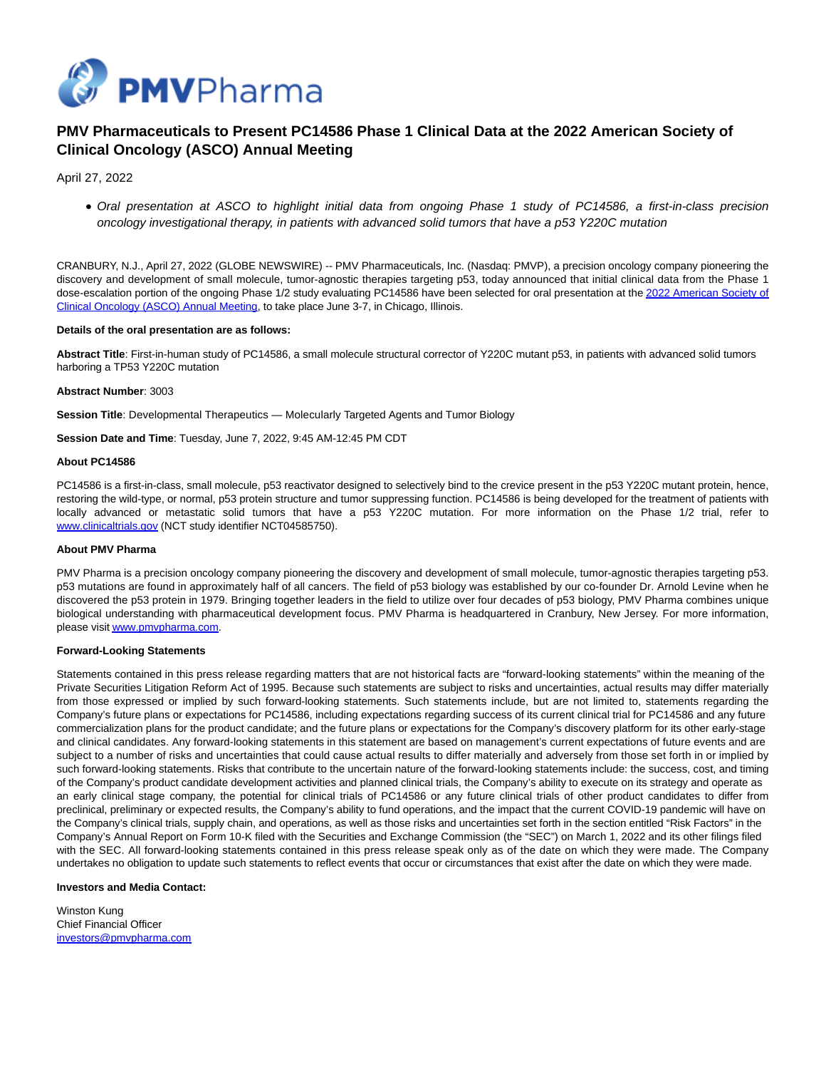# PMV Pharmaceuticals to Present PC14586 Phase 1 Clinical Data at the 2022 American Society of Clinical Oncology (ASCO) Annual Meeting

April 27, 2022

- *Oral presentation at ASCO to highlight initial data from ongoing Phase 1 study of PC14586, a first-in-class precision oncology investigational therapy, in patients with advanced solid tumors that have a p53 Y220C mutation*

CRANBURY, N.J., April 27, 2022 (GLOBE NEWSWIRE) -- PMV Pharmaceuticals, Inc. (Nasdaq: PMVP), a precision oncology company pioneering the discovery and development of small molecule, tumor-agnostic therapies targeting p53, today announced that initial clinical data from the Phase 1 dose-escalation portion of the ongoing Phase 1/2 study evaluating PC14586 have been selected for oral presentation at the [2022 American Society of Clinical Oncology (ASCO) Annual Meeting](), to take place June 3-7, in Chicago, Illinois.

**Details of the oral presentation are as follows:**

**Abstract Title**: First-in-human study of PC14586, a small molecule structural corrector of Y220C mutant p53, in patients with advanced solid tumors harboring a TP53 Y220C mutation

**Abstract Number**: 3003

**Session Title**: Developmental Therapeutics — Molecularly Targeted Agents and Tumor Biology

**Session Date and Time**: Tuesday, June 7, 2022, 9:45 AM-12:45 PM CDT

**About PC14586**

PC14586 is a first-in-class, small molecule, p53 reactivator designed to selectively bind to the crevice present in the p53 Y220C mutant protein, hence, restoring the wild-type, or normal, p53 protein structure and tumor suppressing function. PC14586 is being developed for the treatment of patients with locally advanced or metastatic solid tumors that have a p53 Y220C mutation. For more information on the Phase 1/2 trial, refer to [www.clinicaltrials.gov]() (NCT study identifier NCT04585750).

**About PMV Pharma**

PMV Pharma is a precision oncology company pioneering the discovery and development of small molecule, tumor-agnostic therapies targeting p53. p53 mutations are found in approximately half of all cancers. The field of p53 biology was established by our co-founder Dr. Arnold Levine when he discovered the p53 protein in 1979. Bringing together leaders in the field to utilize over four decades of p53 biology, PMV Pharma combines unique biological understanding with pharmaceutical development focus. PMV Pharma is headquartered in Cranbury, New Jersey. For more information, please visit [www.pmvpharma.com]().

**Forward-Looking Statements**

Statements contained in this press release regarding matters that are not historical facts are "forward-looking statements" within the meaning of the Private Securities Litigation Reform Act of 1995. Because such statements are subject to risks and uncertainties, actual results may differ materially from those expressed or implied by such forward-looking statements. Such statements include, but are not limited to, statements regarding the Company's future plans or expectations for PC14586, including expectations regarding success of its current clinical trial for PC14586 and any future commercialization plans for the product candidate; and the future plans or expectations for the Company's discovery platform for its other early-stage and clinical candidates. Any forward-looking statements in this statement are based on management's current expectations of future events and are subject to a number of risks and uncertainties that could cause actual results to differ materially and adversely from those set forth in or implied by such forward-looking statements. Risks that contribute to the uncertain nature of the forward-looking statements include: the success, cost, and timing of the Company's product candidate development activities and planned clinical trials, the Company's ability to execute on its strategy and operate as an early clinical stage company, the potential for clinical trials of PC14586 or any future clinical trials of other product candidates to differ from preclinical, preliminary or expected results, the Company's ability to fund operations, and the impact that the current COVID-19 pandemic will have on the Company's clinical trials, supply chain, and operations, as well as those risks and uncertainties set forth in the section entitled "Risk Factors" in the Company's Annual Report on Form 10-K filed with the Securities and Exchange Commission (the "SEC") on March 1, 2022 and its other filings filed with the SEC. All forward-looking statements contained in this press release speak only as of the date on which they were made. The Company undertakes no obligation to update such statements to reflect events that occur or circumstances that exist after the date on which they were made.

**Investors and Media Contact:**

Winston Kung
Chief Financial Officer
[investors@pmvpharma.com]()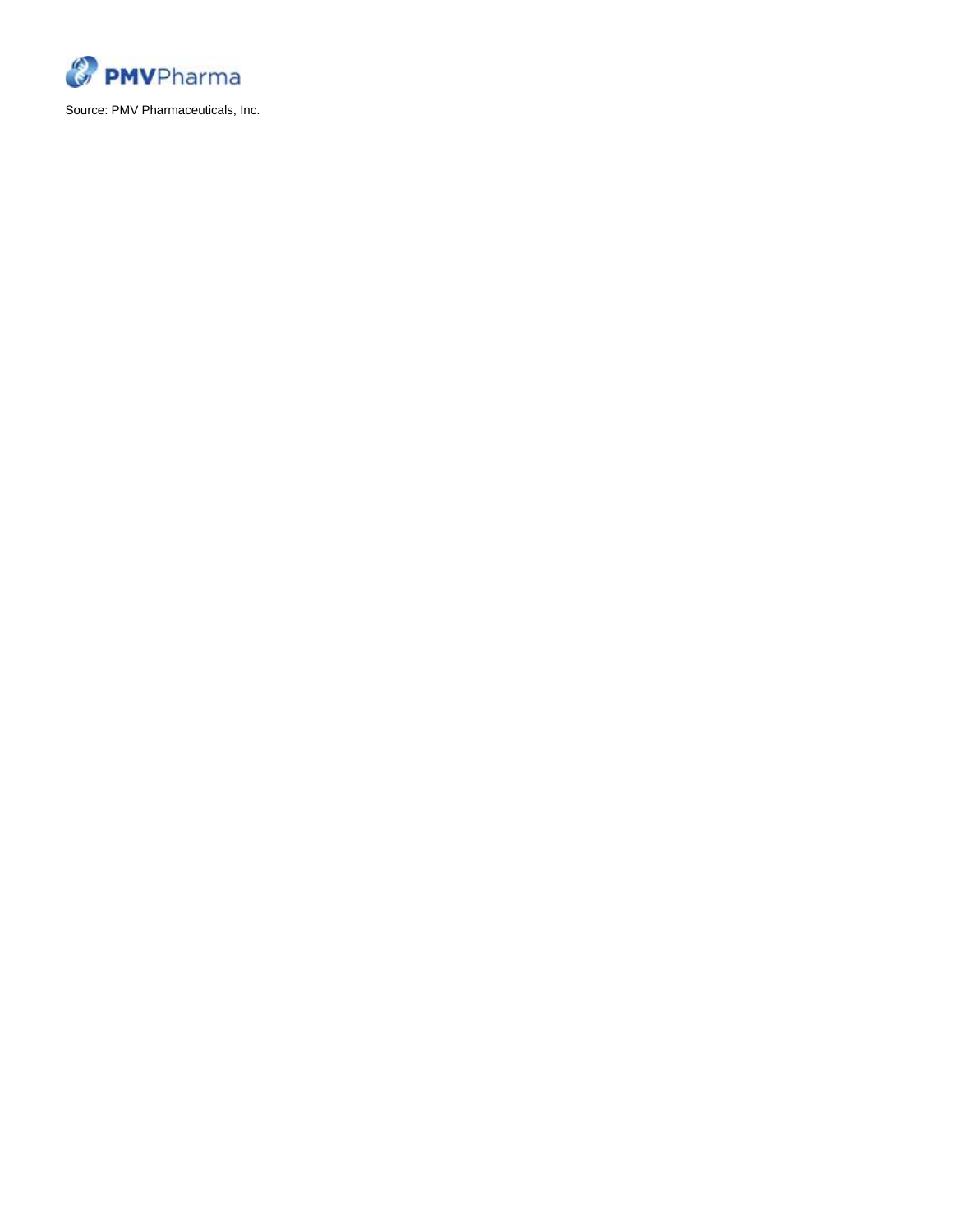Source: PMV Pharmaceuticals, Inc.